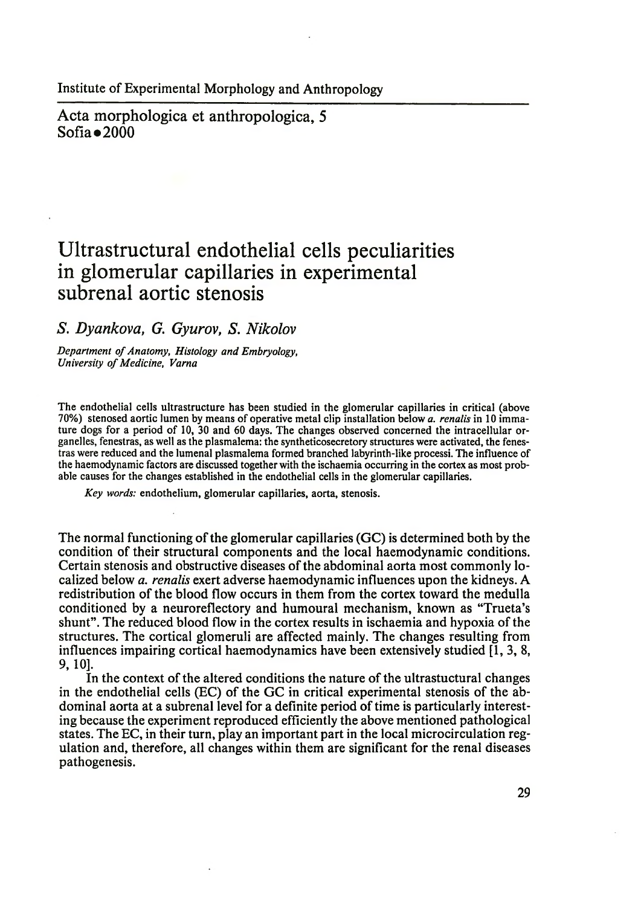Institute of Experimental Morphology and Anthropology

Acta morphologica et anthropologica, 5
Sofia • 2000

# Ultrastructural endothelial cells peculiarities in glomerular capillaries in experimental subrenal aortic stenosis

*S. Dyankova, G. Gyurov, S. Nikolov*

*Department of Anatomy, Histology and Embryology, University of Medicine, Varna*

The endothelial cells ultrastructure has been studied in the glomerular capillaries in critical (above 70%) stenosed aortic lumen by means of operative metal clip installation below *a. renalis* in 10 immature dogs for a period of 10, 30 and 60 days. The changes observed concerned the intracellular organelles, fenestras, as well as the plasmalema: the syntheticosecretory structures were activated, the fenestras were reduced and the lumenal plasmalema formed branched labyrinth-like processi. The influence of the haemodynamic factors are discussed together with the ischaemia occurring in the cortex as most probable causes for the changes established in the endothelial cells in the glomerular capillaries.

*Key words:* endothelium, glomerular capillaries, aorta, stenosis.

The normal functioning of the glomerular capillaries (GC) is determined both by the condition of their structural components and the local haemodynamic conditions. Certain stenosis and obstructive diseases of the abdominal aorta most commonly localized below *a. renalis* exert adverse haemodynamic influences upon the kidneys. A redistribution of the blood flow occurs in them from the cortex toward the medulla conditioned by a neuroreflectory and humoural mechanism, known as "Trueta's shunt". The reduced blood flow in the cortex results in ischaemia and hypoxia of the structures. The cortical glomeruli are affected mainly. The changes resulting from influences impairing cortical haemodynamics have been extensively studied [1, 3, 8, 9, 10].

In the context of the altered conditions the nature of the ultrastuctural changes in the endothelial cells (EC) of the GC in critical experimental stenosis of the abdominal aorta at a subrenal level for a definite period of time is particularly interesting because the experiment reproduced efficiently the above mentioned pathological states. The EC, in their turn, play an important part in the local microcirculation regulation and, therefore, all changes within them are significant for the renal diseases pathogenesis.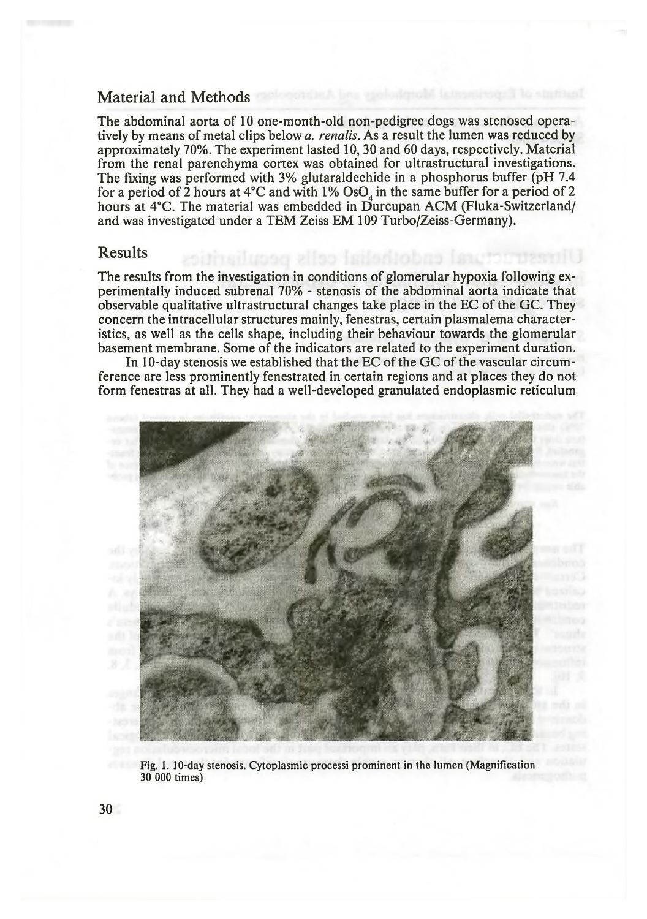## Material and Methods

The abdominal aorta of 10 one-month-old non-pedigree dogs was stenosed operatively by means of metal clips below *a. renalis*. As a result the lumen was reduced by approximately 70%. The experiment lasted 10, 30 and 60 days, respectively. Material from the renal parenchyma cortex was obtained for ultrastructural investigations. The fixing was performed with 3% glutaraldechide in a phosphorus buffer (pH 7.4 for a period of 2 hours at 4°C and with 1% $OsO_4$ in the same buffer for a period of 2 hours at 4°C. The material was embedded in Durcupan ACM (Fluka-Switzerland/ and was investigated under a TEM Zeiss EM 109 Turbo/Zeiss-Germany).

## Results

The results from the investigation in conditions of glomerular hypoxia following experimentally induced subrenal 70% - stenosis of the abdominal aorta indicate that observable qualitative ultrastructural changes take place in the EC of the GC. They concern the intracellular structures mainly, fenestras, certain plasmalema characteristics, as well as the cells shape, including their behaviour towards the glomerular basement membrane. Some of the indicators are related to the experiment duration.

In 10-day stenosis we established that the EC of the GC of the vascular circumference are less prominently fenestrated in certain regions and at places they do not form fenestras at all. They had a well-developed granulated endoplasmic reticulum

Fig. 1. 10-day stenosis. Cytoplasmic processi prominent in the lumen (Magnification 30 000 times)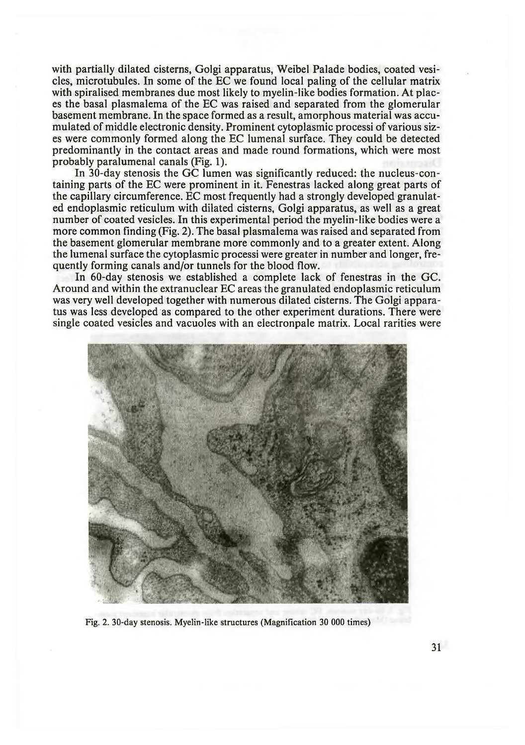with partially dilated cisterns, Golgi apparatus, Weibel Palade bodies, coated vesicles, microtubules. In some of the EC we found local paling of the cellular matrix with spiralised membranes due most likely to myelin-like bodies formation. At places the basal plasmalema of the EC was raised and separated from the glomerular basement membrane. In the space formed as a result, amorphous material was accumulated of middle electronic density. Prominent cytoplasmic processi of various sizes were commonly formed along the EC lumenal surface. They could be detected predominantly in the contact areas and made round formations, which were most probably paralumenal canals (Fig. 1).

In 30-day stenosis the GC lumen was significantly reduced: the nucleus-containing parts of the EC were prominent in it. Fenestras lacked along great parts of the capillary circumference. EC most frequently had a strongly developed granulated endoplasmic reticulum with dilated cisterns, Golgi apparatus, as well as a great number of coated vesicles. In this experimental period the myelin-like bodies were a more common finding (Fig. 2). The basal plasmalema was raised and separated from the basement glomerular membrane more commonly and to a greater extent. Along the lumenal surface the cytoplasmic processi were greater in number and longer, frequently forming canals and/or tunnels for the blood flow.

In 60-day stenosis we established a complete lack of fenestras in the GC. Around and within the extranuclear EC areas the granulated endoplasmic reticulum was very well developed together with numerous dilated cisterns. The Golgi apparatus was less developed as compared to the other experiment durations. There were single coated vesicles and vacuoles with an electronpale matrix. Local rarities were

Fig. 2. 30-day stenosis. Myelin-like structures (Magnification 30 000 times)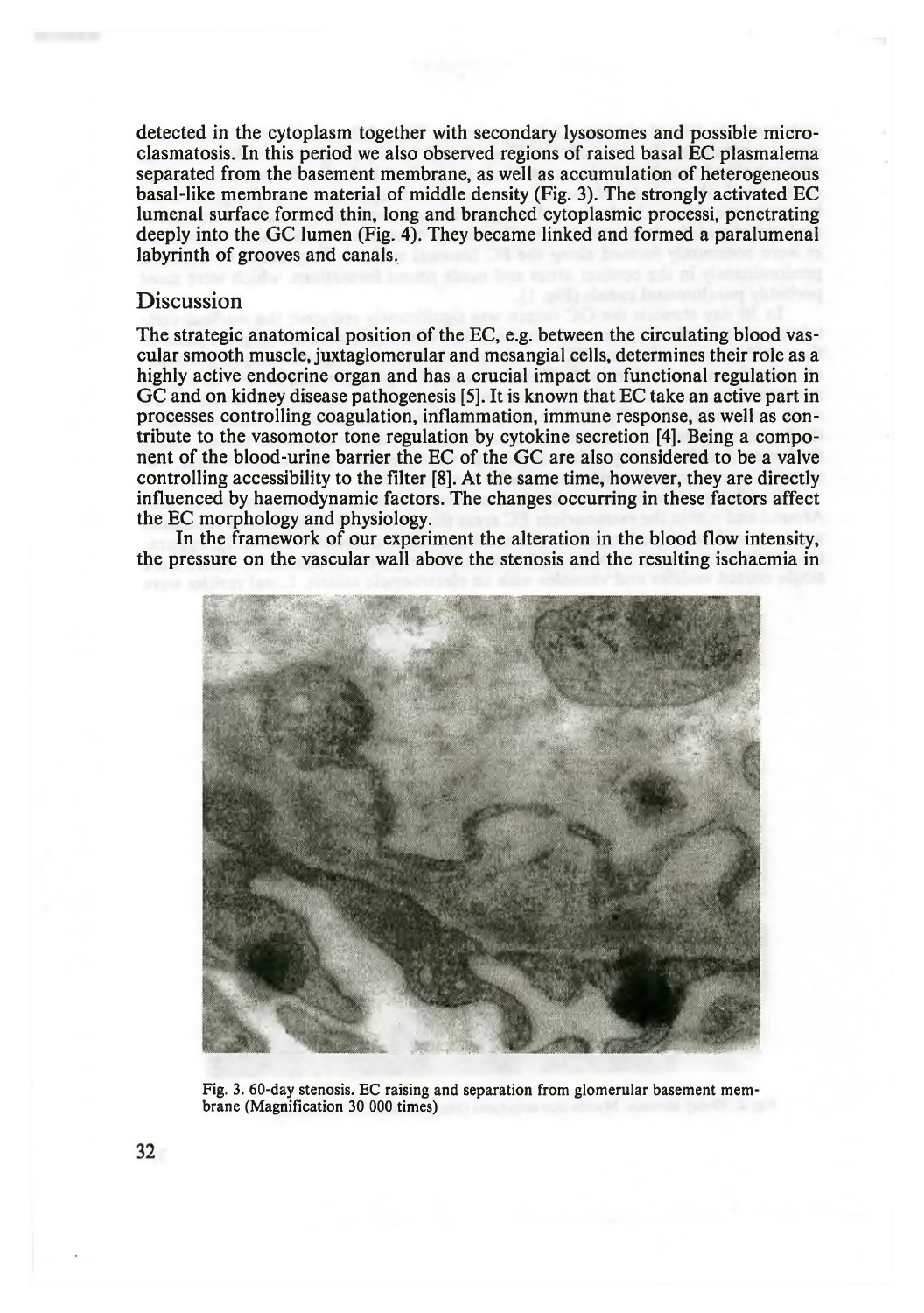detected in the cytoplasm together with secondary lysosomes and possible microclasmatosis. In this period we also observed regions of raised basal EC plasmalema separated from the basement membrane, as well as accumulation of heterogeneous basal-like membrane material of middle density (Fig. 3). The strongly activated EC lumenal surface formed thin, long and branched cytoplasmic processi, penetrating deeply into the GC lumen (Fig. 4). They became linked and formed a paralumenal labyrinth of grooves and canals.

## Discussion

The strategic anatomical position of the EC, e.g. between the circulating blood vascular smooth muscle, juxtaglomerular and mesangial cells, determines their role as a highly active endocrine organ and has a crucial impact on functional regulation in GC and on kidney disease pathogenesis [5]. It is known that EC take an active part in processes controlling coagulation, inflammation, immune response, as well as contribute to the vasomotor tone regulation by cytokine secretion [4]. Being a component of the blood-urine barrier the EC of the GC are also considered to be a valve controlling accessibility to the filter [8]. At the same time, however, they are directly influenced by haemodynamic factors. The changes occurring in these factors affect the EC morphology and physiology.

In the framework of our experiment the alteration in the blood flow intensity, the pressure on the vascular wall above the stenosis and the resulting ischaemia in

Fig. 3. 60-day stenosis. EC raising and separation from glomerular basement membrane (Magnification 30 000 times)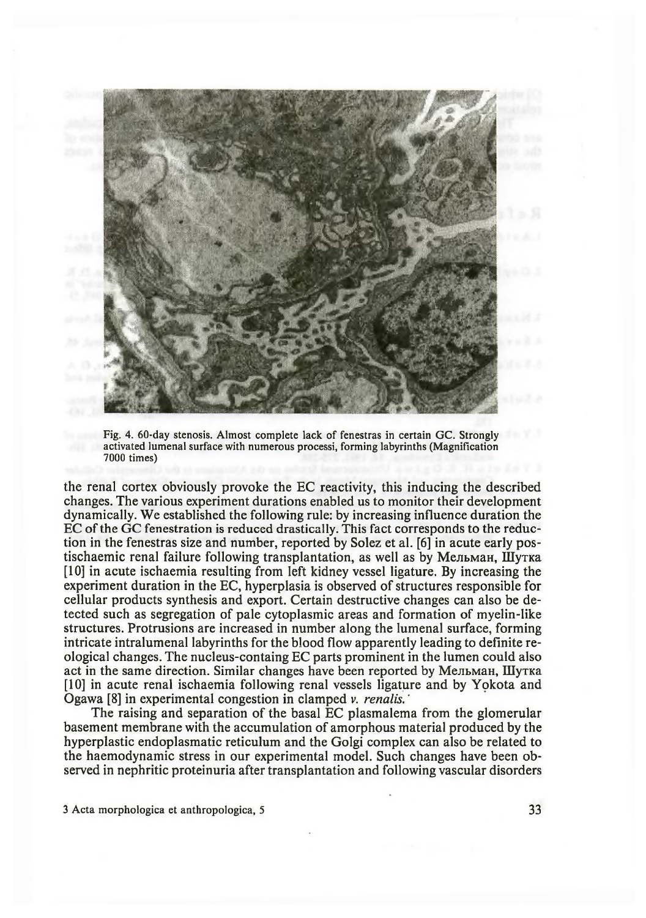Fig. 4. 60-day stenosis. Almost complete lack of fenestras in certain GC. Strongly activated lumenal surface with numerous processi, forming labyrinths (Magnification 7000 times)

the renal cortex obviously provoke the EC reactivity, this inducing the described changes. The various experiment durations enabled us to monitor their development dynamically. We established the following rule: by increasing influence duration the EC of the GC fenestration is reduced drastically. This fact corresponds to the reduction in the fenestras size and number, reported by Solez et al. [6] in acute early postischaemic renal failure following transplantation, as well as by Мельман, Шутка [10] in acute ischaemia resulting from left kidney vessel ligature. By increasing the experiment duration in the EC, hyperplasia is observed of structures responsible for cellular products synthesis and export. Certain destructive changes can also be detected such as segregation of pale cytoplasmic areas and formation of myelin-like structures. Protrusions are increased in number along the lumenal surface, forming intricate intralumenal labyrinths for the blood flow apparently leading to definite reological changes. The nucleus-containg EC parts prominent in the lumen could also act in the same direction. Similar changes have been reported by Мельман, Шутка [10] in acute renal ischaemia following renal vessels ligature and by Yokota and Ogawa [8] in experimental congestion in clamped *v. renalis.*

The raising and separation of the basal EC plasmalema from the glomerular basement membrane with the accumulation of amorphous material produced by the hyperplastic endoplasmatic reticulum and the Golgi complex can also be related to the haemodynamic stress in our experimental model. Such changes have been observed in nephritic proteinuria after transplantation and following vascular disorders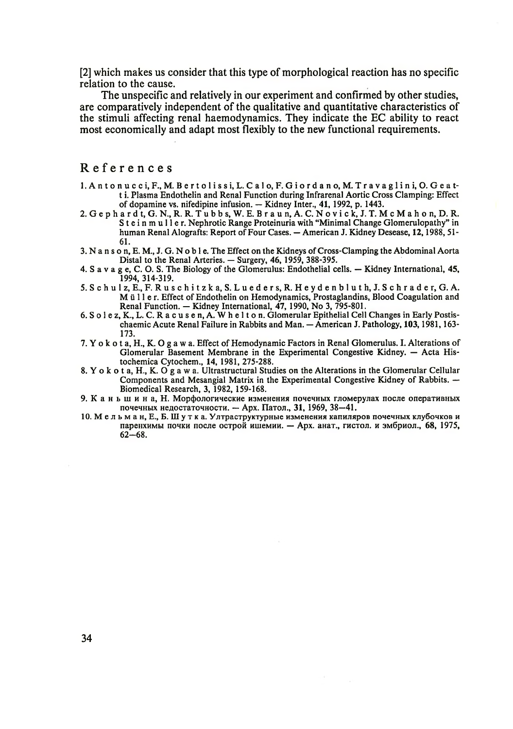[2] which makes us consider that this type of morphological reaction has no specific relation to the cause.

The unspecific and relatively in our experiment and confirmed by other studies, are comparatively independent of the qualitative and quantitative characteristics of the stimuli affecting renal haemodynamics. They indicate the EC ability to react most economically and adapt most flexibly to the new functional requirements.

## References

1. Antonucci, F., M. Bertolissi, L. Calo, F. Giordano, M. Travaglini, O. Geatti. Plasma Endothelin and Renal Function during Infrarenal Aortic Cross Clamping: Effect of dopamine vs. nifedipine infusion. — Kidney Inter., **41**, 1992, p. 1443.
2. Gephardt, G. N., R. R. Tubbs, W. E. Braun, A. C. Novick, J. T. McMahon, D. R. Steinmuller. Nephrotic Range Proteinuria with "Minimal Change Glomerulopathy" in human Renal Alografts: Report of Four Cases. — American J. Kidney Desease, **12**, 1988, 51-61.
3. Nanson, E. M., J. G. Noble. The Effect on the Kidneys of Cross-Clamping the Abdominal Aorta Distal to the Renal Arteries. — Surgery, **46**, 1959, 388-395.
4. Savage, C. O. S. The Biology of the Glomerulus: Endothelial cells. — Kidney International, **45**, 1994, 314-319.
5. Schulz, E., F. Ruschitzka, S. Lueders, R. Heydenbluth, J. Schrader, G. A. Müller. Effect of Endothelin on Hemodynamics, Prostaglandins, Blood Coagulation and Renal Function. — Kidney International, **47**, 1990, No 3, 795-801.
6. Solez, K., L. C. Racusen, A. Whelton. Glomerular Epithelial Cell Changes in Early Postischaemic Acute Renal Failure in Rabbits and Man. — American J. Pathology, **103**, 1981, 163-173.
7. Yokota, H., K. Ogawa. Effect of Hemodynamic Factors in Renal Glomerulus. I. Alterations of Glomerular Basement Membrane in the Experimental Congestive Kidney. — Acta Histochemica Cytochem., **14**, 1981, 275-288.
8. Yokota, H., K. Ogawa. Ultrastructural Studies on the Alterations in the Glomerular Cellular Components and Mesangial Matrix in the Experimental Congestive Kidney of Rabbits. — Biomedical Research, **3**, 1982, 159-168.
9. Каньшина, Н. Морфологические изменения почечных гломерулах после оперативных почечных недостаточности. — Арх. Патол., **31**, 1969, 38—41.
10. Мельман, Е., Б. Шутка. Ултраструктурные изменения капиляров почечных клубочков и паренхимы почки после острой ишемии. — Арх. анат., гистол. и эмбриол., **68**, 1975, 62—68.